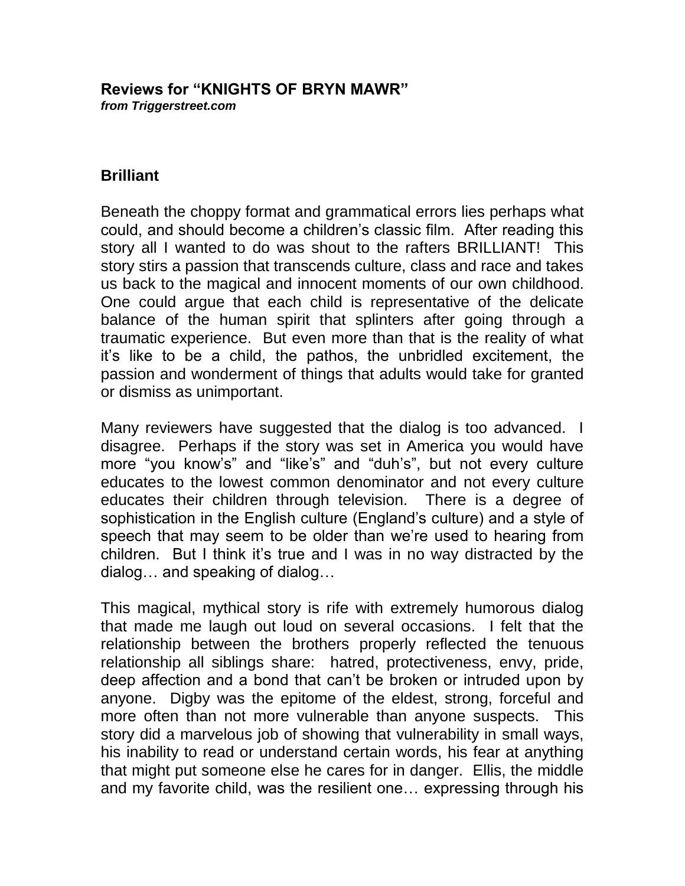**Reviews for "KNIGHTS OF BRYN MAWR"**
***from Triggerstreet.com***

## Brilliant

Beneath the choppy format and grammatical errors lies perhaps what could, and should become a children's classic film. After reading this story all I wanted to do was shout to the rafters BRILLIANT! This story stirs a passion that transcends culture, class and race and takes us back to the magical and innocent moments of our own childhood. One could argue that each child is representative of the delicate balance of the human spirit that splinters after going through a traumatic experience. But even more than that is the reality of what it's like to be a child, the pathos, the unbridled excitement, the passion and wonderment of things that adults would take for granted or dismiss as unimportant.

Many reviewers have suggested that the dialog is too advanced. I disagree. Perhaps if the story was set in America you would have more "you know's" and "like's" and "duh's", but not every culture educates to the lowest common denominator and not every culture educates their children through television. There is a degree of sophistication in the English culture (England's culture) and a style of speech that may seem to be older than we're used to hearing from children. But I think it's true and I was in no way distracted by the dialog… and speaking of dialog…

This magical, mythical story is rife with extremely humorous dialog that made me laugh out loud on several occasions. I felt that the relationship between the brothers properly reflected the tenuous relationship all siblings share: hatred, protectiveness, envy, pride, deep affection and a bond that can't be broken or intruded upon by anyone. Digby was the epitome of the eldest, strong, forceful and more often than not more vulnerable than anyone suspects. This story did a marvelous job of showing that vulnerability in small ways, his inability to read or understand certain words, his fear at anything that might put someone else he cares for in danger. Ellis, the middle and my favorite child, was the resilient one… expressing through his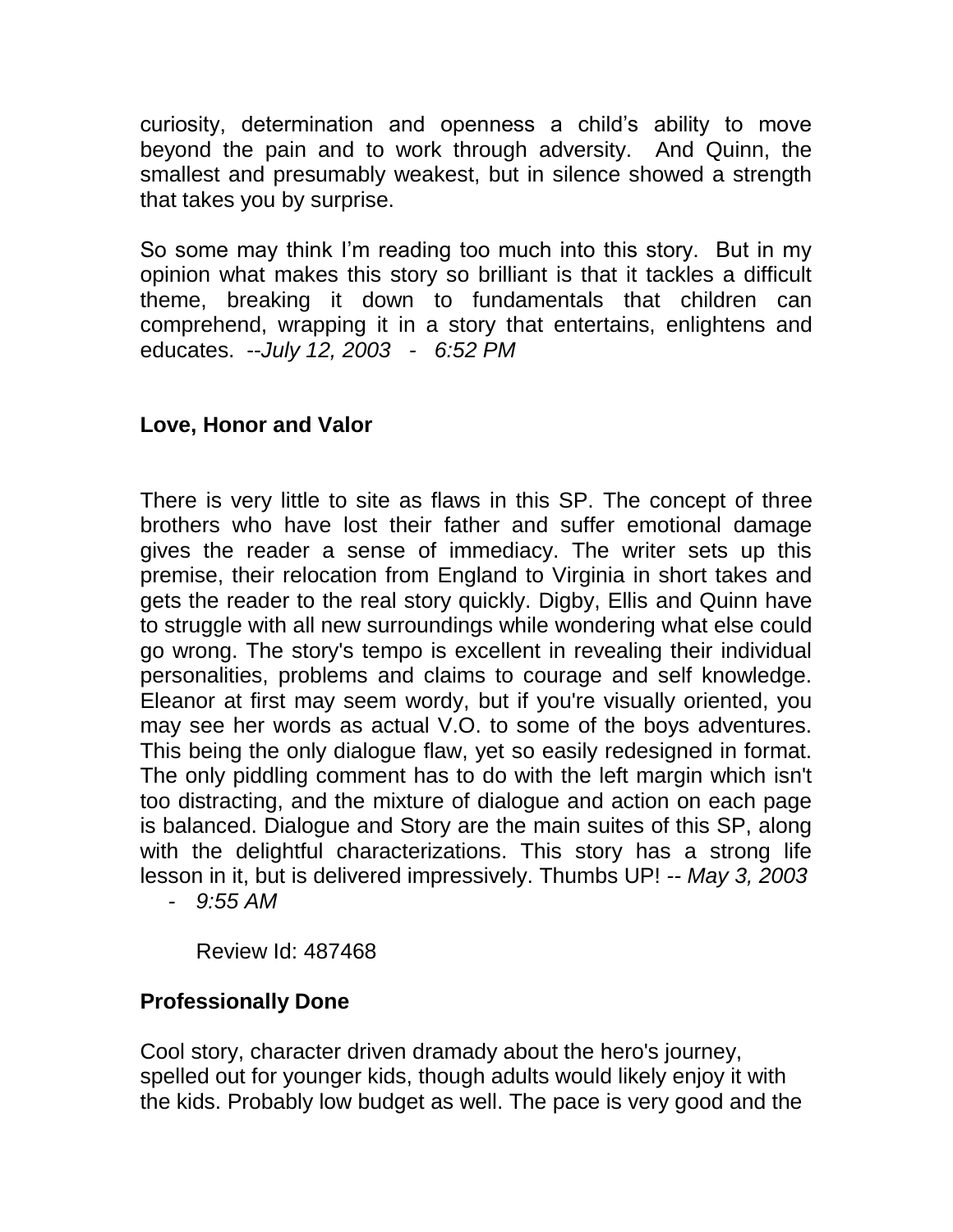curiosity, determination and openness a child's ability to move beyond the pain and to work through adversity. And Quinn, the smallest and presumably weakest, but in silence showed a strength that takes you by surprise.

So some may think I'm reading too much into this story. But in my opinion what makes this story so brilliant is that it tackles a difficult theme, breaking it down to fundamentals that children can comprehend, wrapping it in a story that entertains, enlightens and educates. --*July 12, 2003 - 6:52 PM*

**Love, Honor and Valor**

There is very little to site as flaws in this SP. The concept of three brothers who have lost their father and suffer emotional damage gives the reader a sense of immediacy. The writer sets up this premise, their relocation from England to Virginia in short takes and gets the reader to the real story quickly. Digby, Ellis and Quinn have to struggle with all new surroundings while wondering what else could go wrong. The story's tempo is excellent in revealing their individual personalities, problems and claims to courage and self knowledge. Eleanor at first may seem wordy, but if you're visually oriented, you may see her words as actual V.O. to some of the boys adventures. This being the only dialogue flaw, yet so easily redesigned in format. The only piddling comment has to do with the left margin which isn't too distracting, and the mixture of dialogue and action on each page is balanced. Dialogue and Story are the main suites of this SP, along with the delightful characterizations. This story has a strong life lesson in it, but is delivered impressively. Thumbs UP! -- *May 3, 2003 - 9:55 AM*

Review Id: 487468

**Professionally Done**

Cool story, character driven dramady about the hero's journey, spelled out for younger kids, though adults would likely enjoy it with the kids. Probably low budget as well. The pace is very good and the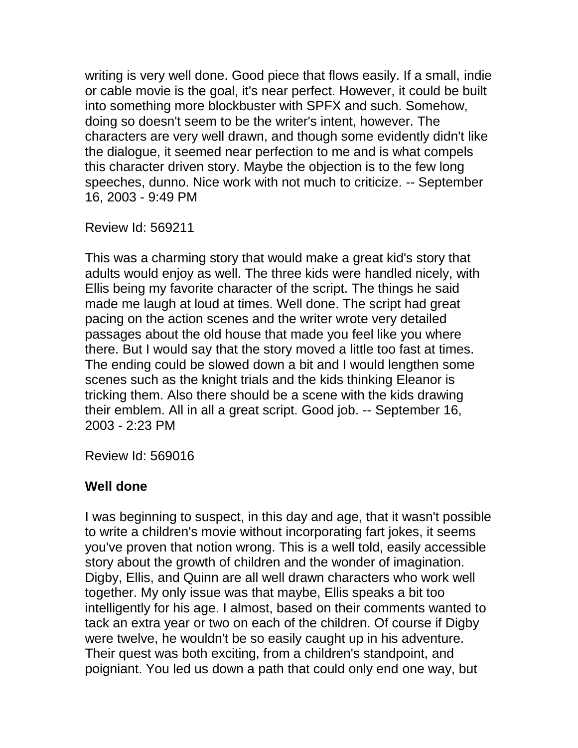writing is very well done. Good piece that flows easily. If a small, indie or cable movie is the goal, it's near perfect. However, it could be built into something more blockbuster with SPFX and such. Somehow, doing so doesn't seem to be the writer's intent, however. The characters are very well drawn, and though some evidently didn't like the dialogue, it seemed near perfection to me and is what compels this character driven story. Maybe the objection is to the few long speeches, dunno. Nice work with not much to criticize. -- September 16, 2003 - 9:49 PM

Review Id: 569211

This was a charming story that would make a great kid's story that adults would enjoy as well. The three kids were handled nicely, with Ellis being my favorite character of the script. The things he said made me laugh at loud at times. Well done. The script had great pacing on the action scenes and the writer wrote very detailed passages about the old house that made you feel like you where there. But I would say that the story moved a little too fast at times. The ending could be slowed down a bit and I would lengthen some scenes such as the knight trials and the kids thinking Eleanor is tricking them. Also there should be a scene with the kids drawing their emblem. All in all a great script. Good job. -- September 16, 2003 - 2:23 PM

Review Id: 569016

**Well done**

I was beginning to suspect, in this day and age, that it wasn't possible to write a children's movie without incorporating fart jokes, it seems you've proven that notion wrong. This is a well told, easily accessible story about the growth of children and the wonder of imagination. Digby, Ellis, and Quinn are all well drawn characters who work well together. My only issue was that maybe, Ellis speaks a bit too intelligently for his age. I almost, based on their comments wanted to tack an extra year or two on each of the children. Of course if Digby were twelve, he wouldn't be so easily caught up in his adventure. Their quest was both exciting, from a children's standpoint, and poigniant. You led us down a path that could only end one way, but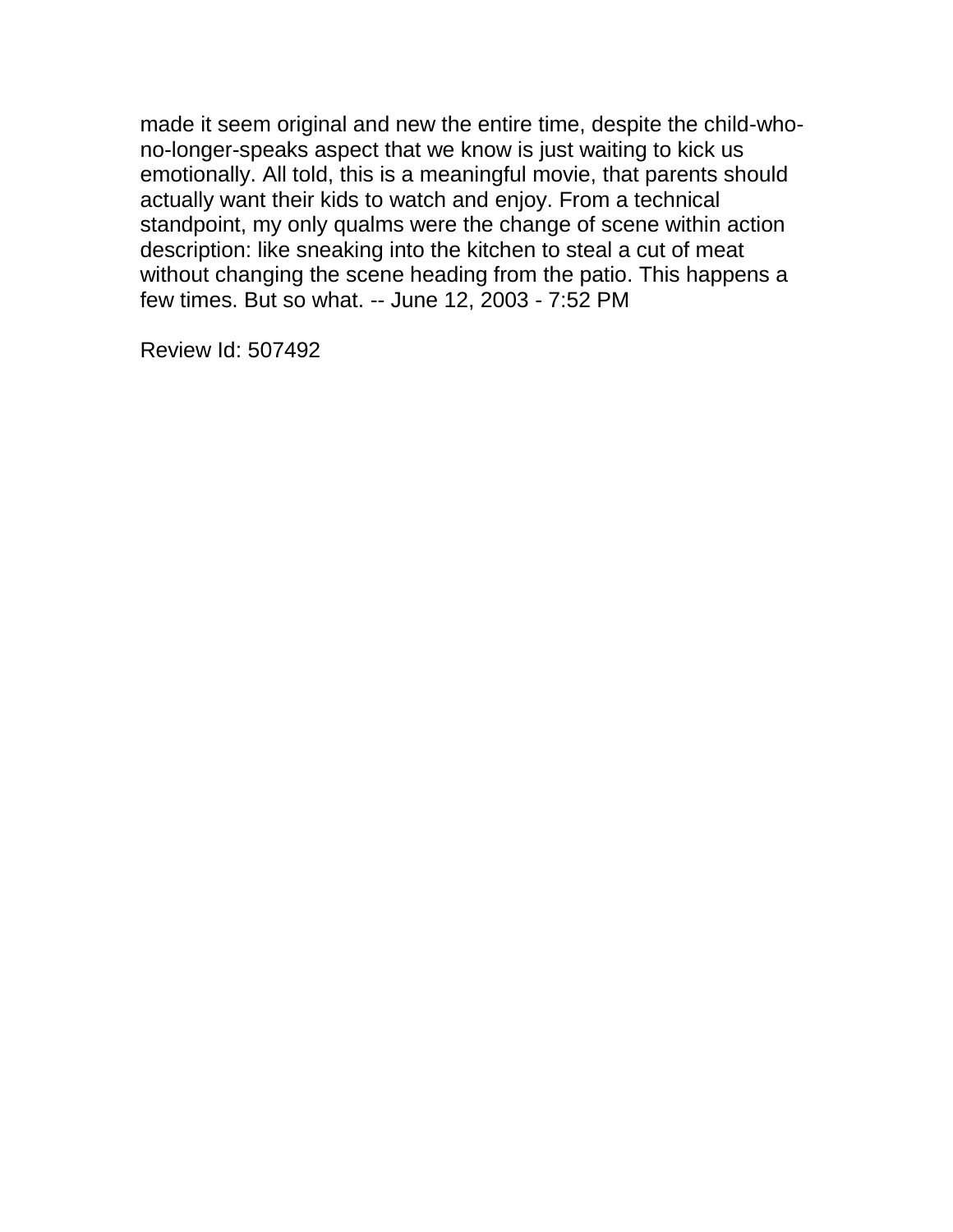made it seem original and new the entire time, despite the child-who-no-longer-speaks aspect that we know is just waiting to kick us emotionally. All told, this is a meaningful movie, that parents should actually want their kids to watch and enjoy. From a technical standpoint, my only qualms were the change of scene within action description: like sneaking into the kitchen to steal a cut of meat without changing the scene heading from the patio. This happens a few times. But so what. -- June 12, 2003 - 7:52 PM

Review Id: 507492